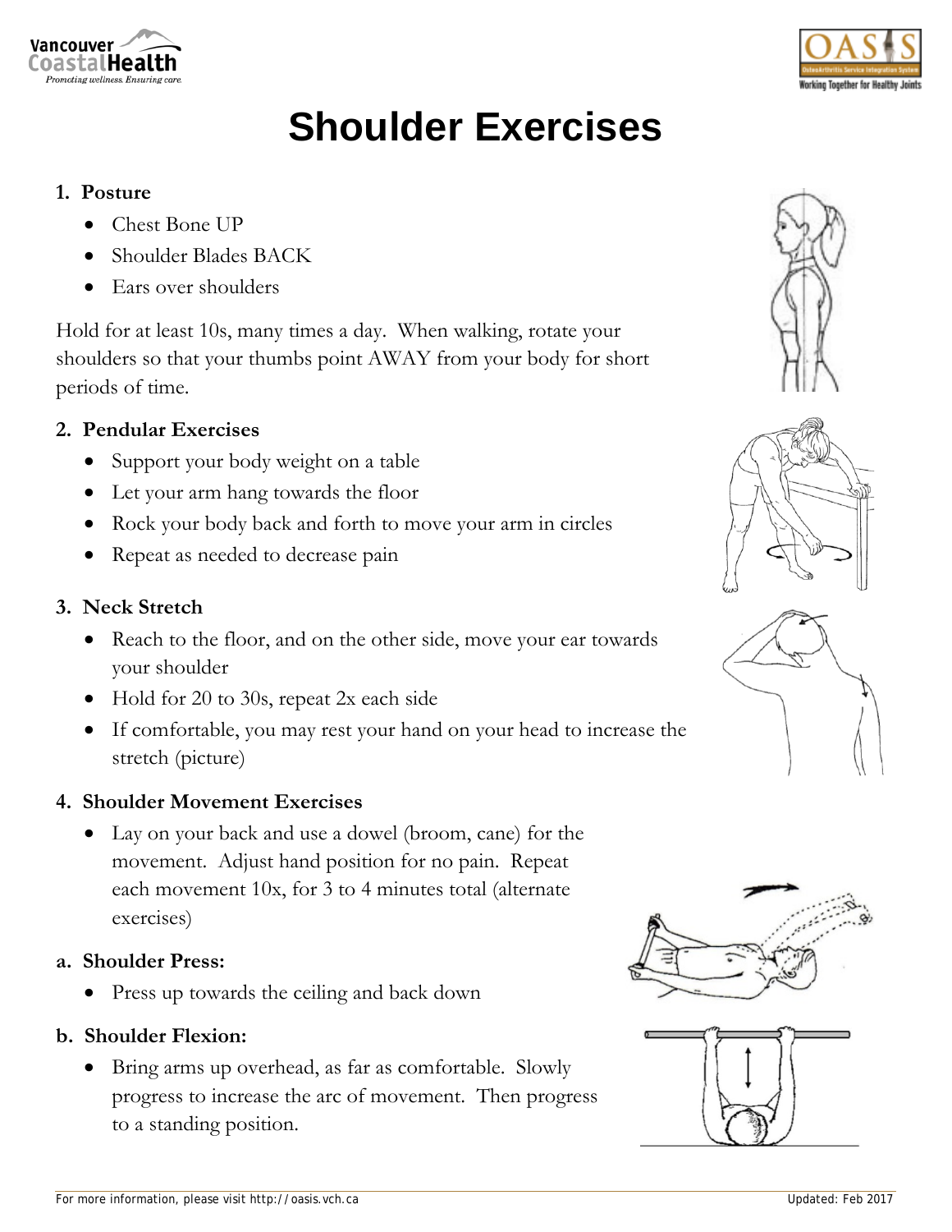# Shoulder Exercises

## 1. Posture

- Chest Bone UP
- Shoulder Blades BACK
- Ears over shoulders

Hold for at least 10s, many times a day. When walking, rotate your shoulders so that your thumbs point AWAY from your body for short periods of time.

## 2. Pendular Exercises

- Support your body weight on a table
- Let your arm hang towards the floor
- Rock your body back and forth to move your arm in circles
- Repeat as needed to decrease pain

## 3. Neck Stretch

- Reach to the floor, and on the other side, move your ear towards your shoulder
- Hold for 20 to 30s, repeat 2x each side
- If comfortable, you may rest your hand on your head to increase the stretch (picture)

## 4. Shoulder Movement Exercises

- Lay on your back and use a dowel (broom, cane) for the movement. Adjust hand position for no pain. Repeat each movement 10x, for 3 to 4 minutes total (alternate exercises)

### a. Shoulder Press:

- Press up towards the ceiling and back down

### b. Shoulder Flexion:

- Bring arms up overhead, as far as comfortable. Slowly progress to increase the arc of movement. Then progress to a standing position.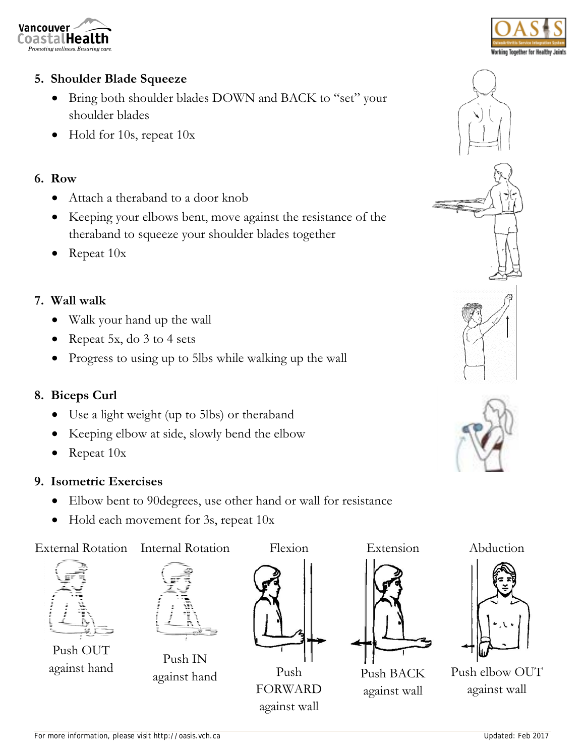5. **Shoulder Blade Squeeze**
   - Bring both shoulder blades DOWN and BACK to "set" your shoulder blades
   - Hold for 10s, repeat 10x

6. **Row**
   - Attach a theraband to a door knob
   - Keeping your elbows bent, move against the resistance of the theraband to squeeze your shoulder blades together
   - Repeat 10x

7. **Wall walk**
   - Walk your hand up the wall
   - Repeat 5x, do 3 to 4 sets
   - Progress to using up to 5lbs while walking up the wall

8. **Biceps Curl**
   - Use a light weight (up to 5lbs) or theraband
   - Keeping elbow at side, slowly bend the elbow
   - Repeat 10x

9. **Isometric Exercises**
   - Elbow bent to 90degrees, use other hand or wall for resistance
   - Hold each movement for 3s, repeat 10x

External Rotation
Push OUT against hand

Internal Rotation
Push IN against hand

Flexion
Push FORWARD against wall

Extension
Push BACK against wall

Abduction
Push elbow OUT against wall